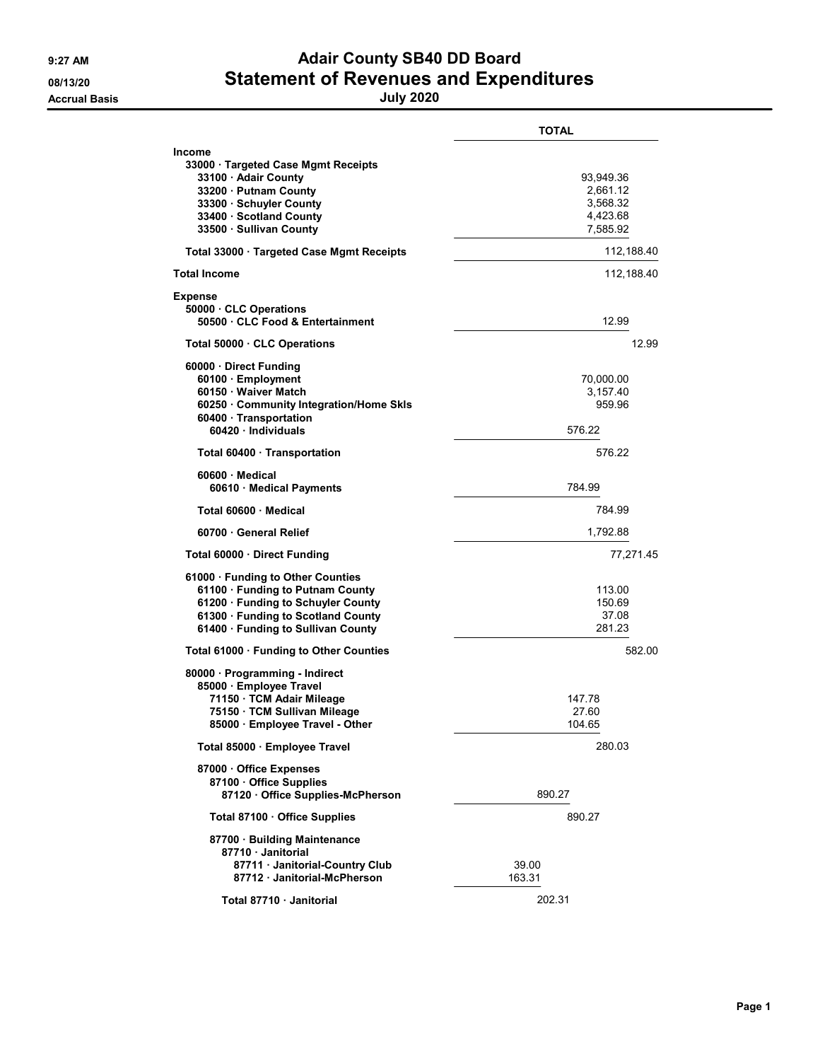# Adair County SB40 DD Board

## Statement of Revenues and Expenditures

**July 2020**

9:27 AM
08/13/20
Accrual Basis

| | TOTAL |
|---|---|
| **Income** | |
| 33000 · Targeted Case Mgmt Receipts | |
| 33100 · Adair County | 93,949.36 |
| 33200 · Putnam County | 2,661.12 |
| 33300 · Schuyler County | 3,568.32 |
| 33400 · Scotland County | 4,423.68 |
| 33500 · Sullivan County | 7,585.92 |
| Total 33000 · Targeted Case Mgmt Receipts | 112,188.40 |
| **Total Income** | 112,188.40 |
| **Expense** | |
| 50000 · CLC Operations | |
| 50500 · CLC Food & Entertainment | 12.99 |
| Total 50000 · CLC Operations | 12.99 |
| 60000 · Direct Funding | |
| 60100 · Employment | 70,000.00 |
| 60150 · Waiver Match | 3,157.40 |
| 60250 · Community Integration/Home Skls | 959.96 |
| 60400 · Transportation | |
| 60420 · Individuals | 576.22 |
| Total 60400 · Transportation | 576.22 |
| 60600 · Medical | |
| 60610 · Medical Payments | 784.99 |
| Total 60600 · Medical | 784.99 |
| 60700 · General Relief | 1,792.88 |
| Total 60000 · Direct Funding | 77,271.45 |
| 61000 · Funding to Other Counties | |
| 61100 · Funding to Putnam County | 113.00 |
| 61200 · Funding to Schuyler County | 150.69 |
| 61300 · Funding to Scotland County | 37.08 |
| 61400 · Funding to Sullivan County | 281.23 |
| Total 61000 · Funding to Other Counties | 582.00 |
| 80000 · Programming - Indirect | |
| 85000 · Employee Travel | |
| 71150 · TCM Adair Mileage | 147.78 |
| 75150 · TCM Sullivan Mileage | 27.60 |
| 85000 · Employee Travel - Other | 104.65 |
| Total 85000 · Employee Travel | 280.03 |
| 87000 · Office Expenses | |
| 87100 · Office Supplies | |
| 87120 · Office Supplies-McPherson | 890.27 |
| Total 87100 · Office Supplies | 890.27 |
| 87700 · Building Maintenance | |
| 87710 · Janitorial | |
| 87711 · Janitorial-Country Club | 39.00 |
| 87712 · Janitorial-McPherson | 163.31 |
| Total 87710 · Janitorial | 202.31 |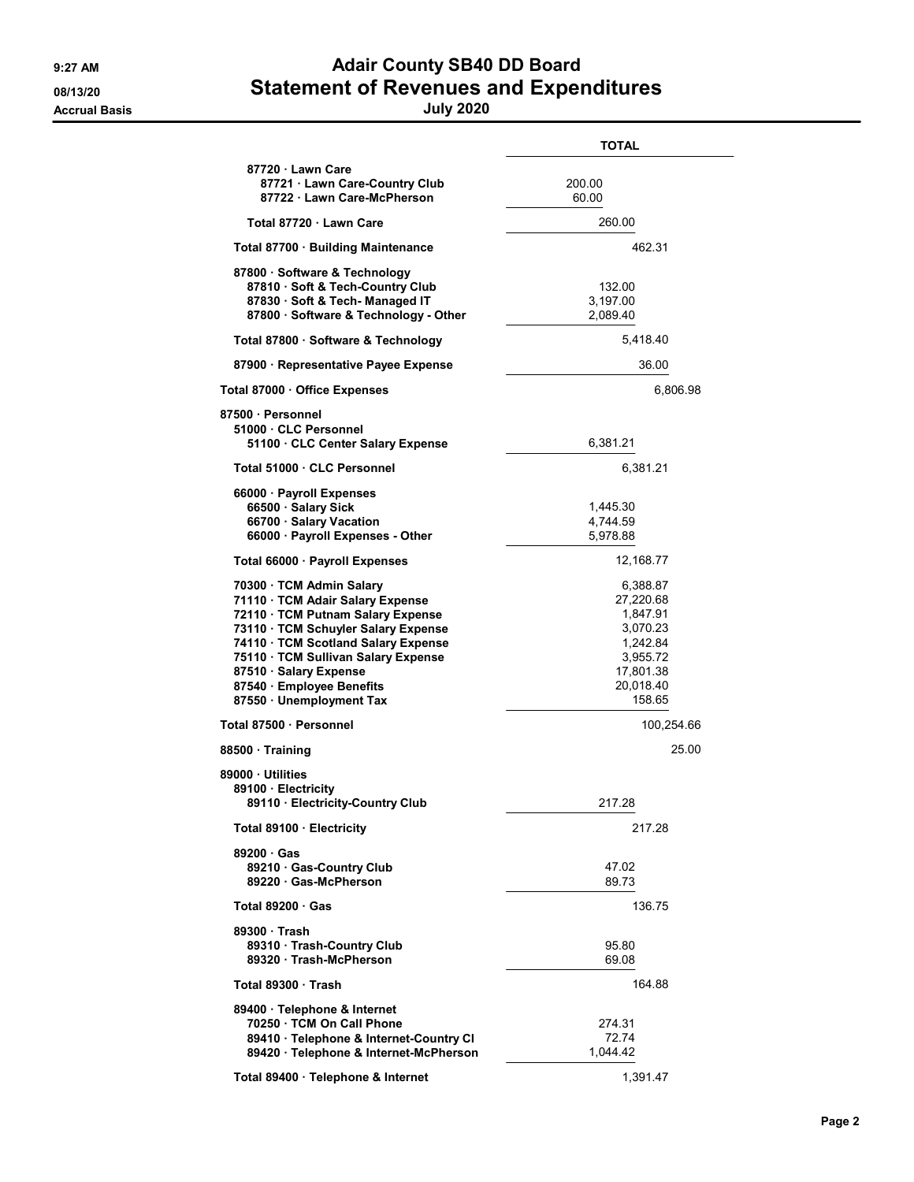# Adair County SB40 DD Board
## Statement of Revenues and Expenditures
### July 2020

9:27 AM
08/13/20
Accrual Basis

| | TOTAL |
|---|---|
| 87720 · Lawn Care | |
| 87721 · Lawn Care-Country Club | 200.00 |
| 87722 · Lawn Care-McPherson | 60.00 |
| Total 87720 · Lawn Care | 260.00 |
| Total 87700 · Building Maintenance | 462.31 |
| 87800 · Software & Technology | |
| 87810 · Soft & Tech-Country Club | 132.00 |
| 87830 · Soft & Tech- Managed IT | 3,197.00 |
| 87800 · Software & Technology - Other | 2,089.40 |
| Total 87800 · Software & Technology | 5,418.40 |
| 87900 · Representative Payee Expense | 36.00 |
| Total 87000 · Office Expenses | 6,806.98 |
| 87500 · Personnel | |
| 51000 · CLC Personnel | |
| 51100 · CLC Center Salary Expense | 6,381.21 |
| Total 51000 · CLC Personnel | 6,381.21 |
| 66000 · Payroll Expenses | |
| 66500 · Salary Sick | 1,445.30 |
| 66700 · Salary Vacation | 4,744.59 |
| 66000 · Payroll Expenses - Other | 5,978.88 |
| Total 66000 · Payroll Expenses | 12,168.77 |
| 70300 · TCM Admin Salary | 6,388.87 |
| 71110 · TCM Adair Salary Expense | 27,220.68 |
| 72110 · TCM Putnam Salary Expense | 1,847.91 |
| 73110 · TCM Schuyler Salary Expense | 3,070.23 |
| 74110 · TCM Scotland Salary Expense | 1,242.84 |
| 75110 · TCM Sullivan Salary Expense | 3,955.72 |
| 87510 · Salary Expense | 17,801.38 |
| 87540 · Employee Benefits | 20,018.40 |
| 87550 · Unemployment Tax | 158.65 |
| Total 87500 · Personnel | 100,254.66 |
| 88500 · Training | 25.00 |
| 89000 · Utilities | |
| 89100 · Electricity | |
| 89110 · Electricity-Country Club | 217.28 |
| Total 89100 · Electricity | 217.28 |
| 89200 · Gas | |
| 89210 · Gas-Country Club | 47.02 |
| 89220 · Gas-McPherson | 89.73 |
| Total 89200 · Gas | 136.75 |
| 89300 · Trash | |
| 89310 · Trash-Country Club | 95.80 |
| 89320 · Trash-McPherson | 69.08 |
| Total 89300 · Trash | 164.88 |
| 89400 · Telephone & Internet | |
| 70250 · TCM On Call Phone | 274.31 |
| 89410 · Telephone & Internet-Country Cl | 72.74 |
| 89420 · Telephone & Internet-McPherson | 1,044.42 |
| Total 89400 · Telephone & Internet | 1,391.47 |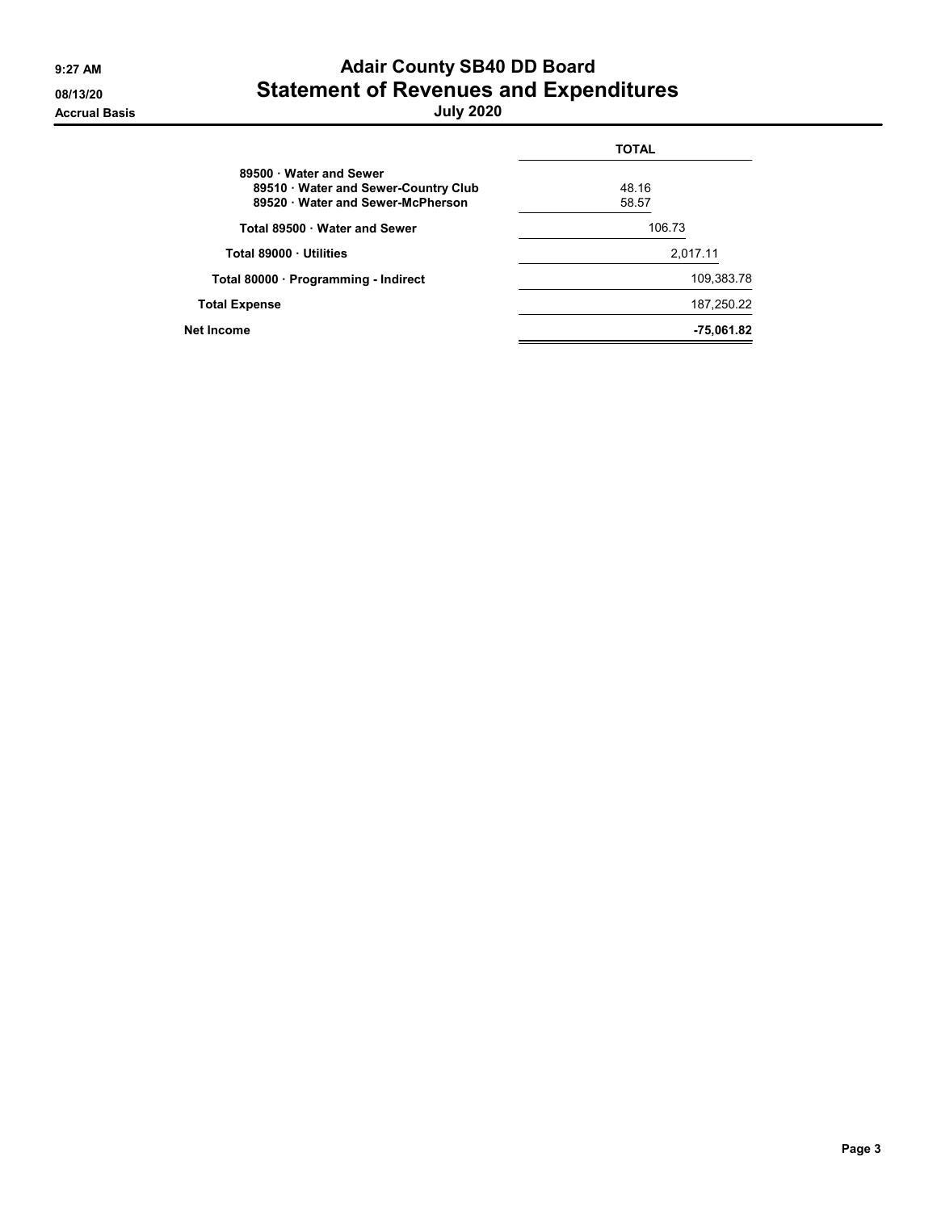# Adair County SB40 DD Board

## Statement of Revenues and Expenditures

**July 2020**

9:27 AM
08/13/20
Accrual Basis

| | TOTAL |
|---|---|
| 89500 · Water and Sewer | |
| 89510 · Water and Sewer-Country Club | 48.16 |
| 89520 · Water and Sewer-McPherson | 58.57 |
| Total 89500 · Water and Sewer | 106.73 |
| Total 89000 · Utilities | 2,017.11 |
| Total 80000 · Programming - Indirect | 109,383.78 |
| Total Expense | 187,250.22 |
| Net Income | **-75,061.82** |